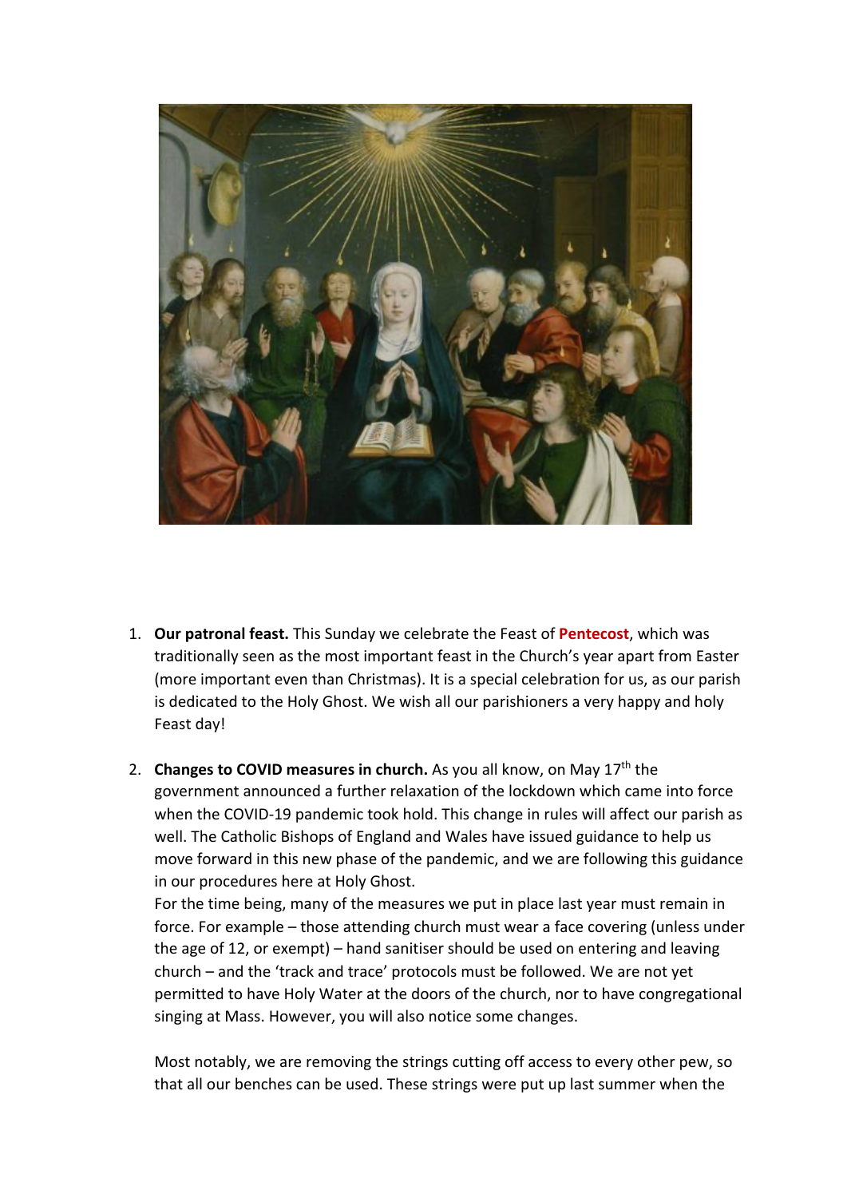1. **Our patronal feast.** This Sunday we celebrate the Feast of **Pentecost**, which was traditionally seen as the most important feast in the Church's year apart from Easter (more important even than Christmas). It is a special celebration for us, as our parish is dedicated to the Holy Ghost. We wish all our parishioners a very happy and holy Feast day!

2. **Changes to COVID measures in church.** As you all know, on May 17th the government announced a further relaxation of the lockdown which came into force when the COVID-19 pandemic took hold. This change in rules will affect our parish as well. The Catholic Bishops of England and Wales have issued guidance to help us move forward in this new phase of the pandemic, and we are following this guidance in our procedures here at Holy Ghost.
   For the time being, many of the measures we put in place last year must remain in force. For example – those attending church must wear a face covering (unless under the age of 12, or exempt) – hand sanitiser should be used on entering and leaving church – and the 'track and trace' protocols must be followed. We are not yet permitted to have Holy Water at the doors of the church, nor to have congregational singing at Mass. However, you will also notice some changes.

   Most notably, we are removing the strings cutting off access to every other pew, so that all our benches can be used. These strings were put up last summer when the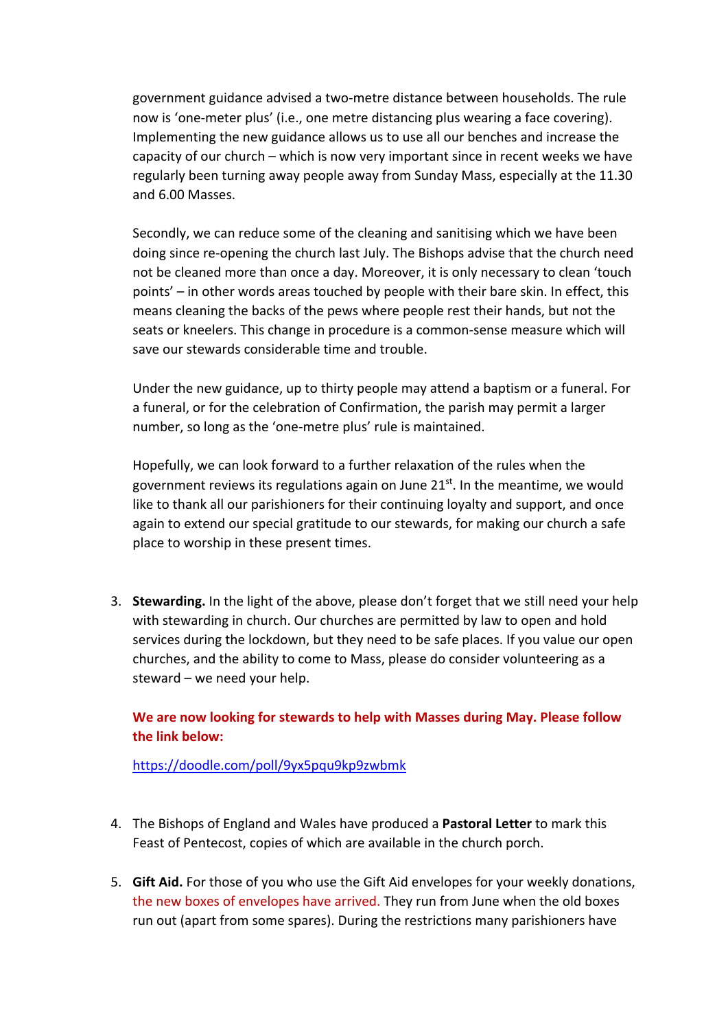government guidance advised a two-metre distance between households. The rule now is 'one-meter plus' (i.e., one metre distancing plus wearing a face covering). Implementing the new guidance allows us to use all our benches and increase the capacity of our church – which is now very important since in recent weeks we have regularly been turning away people away from Sunday Mass, especially at the 11.30 and 6.00 Masses.

Secondly, we can reduce some of the cleaning and sanitising which we have been doing since re-opening the church last July. The Bishops advise that the church need not be cleaned more than once a day. Moreover, it is only necessary to clean 'touch points' – in other words areas touched by people with their bare skin. In effect, this means cleaning the backs of the pews where people rest their hands, but not the seats or kneelers. This change in procedure is a common-sense measure which will save our stewards considerable time and trouble.

Under the new guidance, up to thirty people may attend a baptism or a funeral. For a funeral, or for the celebration of Confirmation, the parish may permit a larger number, so long as the 'one-metre plus' rule is maintained.

Hopefully, we can look forward to a further relaxation of the rules when the government reviews its regulations again on June 21st. In the meantime, we would like to thank all our parishioners for their continuing loyalty and support, and once again to extend our special gratitude to our stewards, for making our church a safe place to worship in these present times.

3. **Stewarding.** In the light of the above, please don't forget that we still need your help with stewarding in church. Our churches are permitted by law to open and hold services during the lockdown, but they need to be safe places. If you value our open churches, and the ability to come to Mass, please do consider volunteering as a steward – we need your help.

   **We are now looking for stewards to help with Masses during May. Please follow the link below:**

   https://doodle.com/poll/9yx5pqu9kp9zwbmk

4. The Bishops of England and Wales have produced a **Pastoral Letter** to mark this Feast of Pentecost, copies of which are available in the church porch.

5. **Gift Aid.** For those of you who use the Gift Aid envelopes for your weekly donations, the new boxes of envelopes have arrived. They run from June when the old boxes run out (apart from some spares). During the restrictions many parishioners have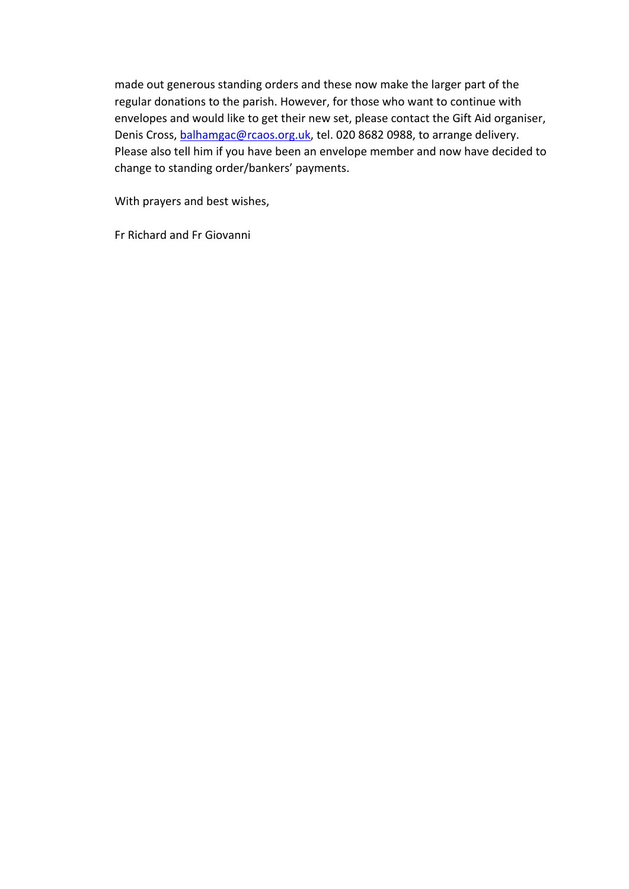made out generous standing orders and these now make the larger part of the regular donations to the parish. However, for those who want to continue with envelopes and would like to get their new set, please contact the Gift Aid organiser, Denis Cross, balhamgac@rcaos.org.uk, tel. 020 8682 0988, to arrange delivery. Please also tell him if you have been an envelope member and now have decided to change to standing order/bankers' payments.

With prayers and best wishes,

Fr Richard and Fr Giovanni